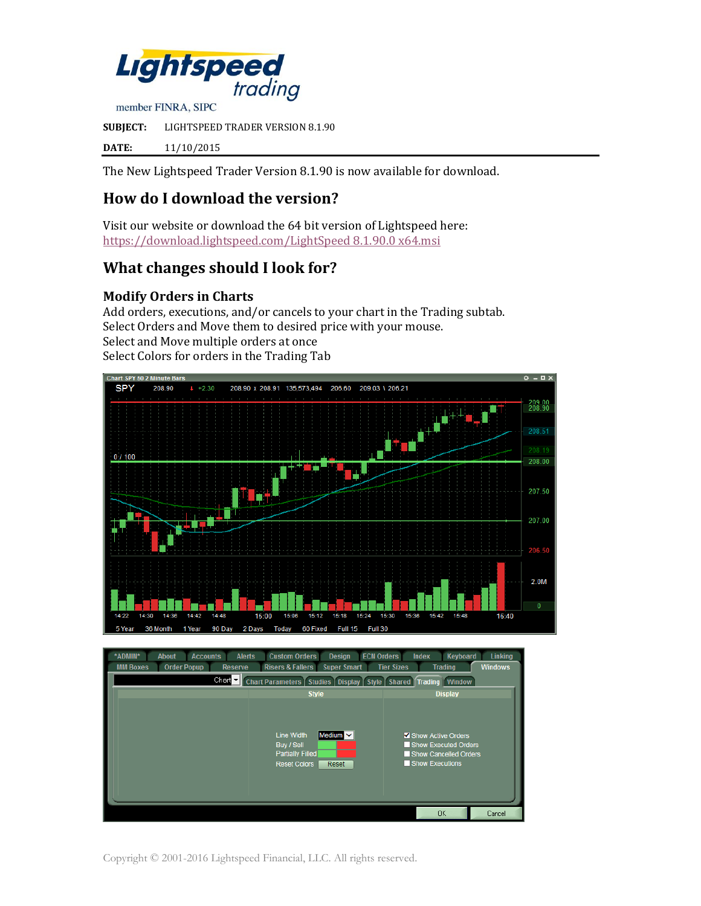**Lightspeed trading**

member FINRA, SIPC

**SUBJECT:** LIGHTSPEED TRADER VERSION 8.1.90

**DATE:** 11/10/2015

The New Lightspeed Trader Version 8.1.90 is now available for download.

## How do I download the version?

Visit our website or download the 64 bit version of Lightspeed here:
https://download.lightspeed.com/LightSpeed 8.1.90.0 x64.msi

## What changes should I look for?

### Modify Orders in Charts

Add orders, executions, and/or cancels to your chart in the Trading subtab.
Select Orders and Move them to desired price with your mouse.
Select and Move multiple orders at once
Select Colors for orders in the Trading Tab

Copyright © 2001-2016 Lightspeed Financial, LLC. All rights reserved.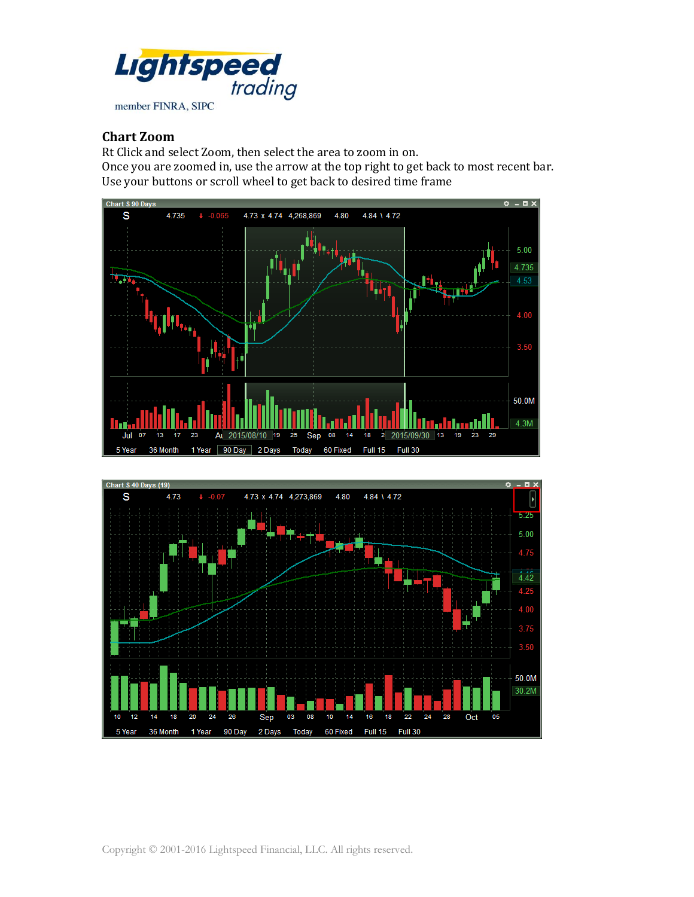## Chart Zoom

Rt Click and select Zoom, then select the area to zoom in on.
Once you are zoomed in, use the arrow at the top right to get back to most recent bar.
Use your buttons or scroll wheel to get back to desired time frame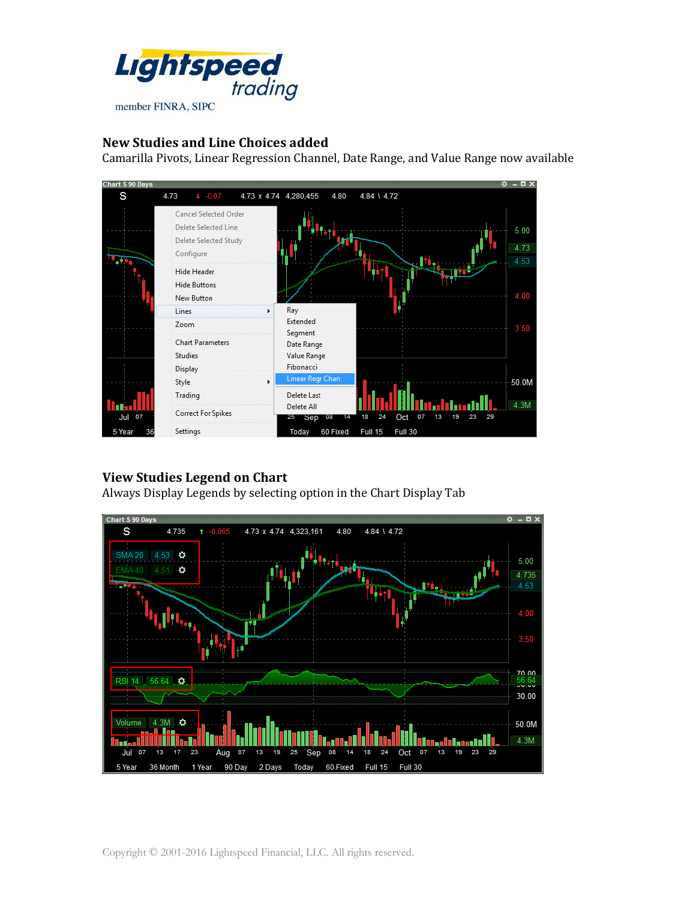## New Studies and Line Choices added

Camarilla Pivots, Linear Regression Channel, Date Range, and Value Range now available

## View Studies Legend on Chart

Always Display Legends by selecting option in the Chart Display Tab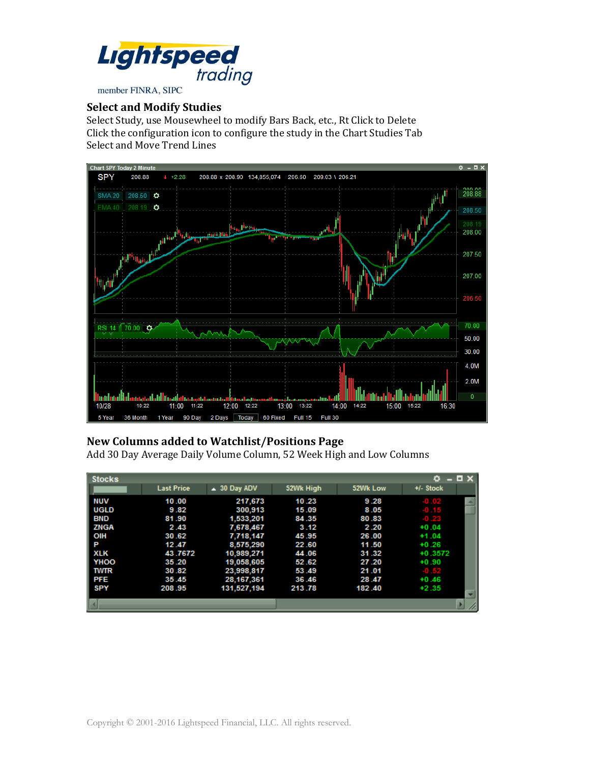## Select and Modify Studies

Select Study, use Mousewheel to modify Bars Back, etc., Rt Click to Delete
Click the configuration icon to configure the study in the Chart Studies Tab
Select and Move Trend Lines

Chart SPY Today 2 Minute

SPY 208.88 +2.28 208.88 x 208.90 134,855,074 206.60 209.03 \ 206.21

SMA 20 208.50

EMA 40 208.19

RSI 14 70.00

10/28 10:22 11:00 11:22 12:00 12:22 13:00 13:22 14:00 14:22 15:00 15:22 16:30

5 Year 36 Month 1 Year 90 Day 2 Days Today 60 Fixed Full 15 Full 30

## New Columns added to Watchlist/Positions Page

Add 30 Day Average Daily Volume Column, 52 Week High and Low Columns

Stocks

| | Last Price | 30 Day ADV | 52Wk High | 52Wk Low | +/- Stock |
|---|---|---|---|---|---|
| NUV | 10.00 | 217,673 | 10.23 | 9.28 | -0.02 |
| UGLD | 9.82 | 300,913 | 15.09 | 8.05 | -0.15 |
| BND | 81.90 | 1,533,201 | 84.35 | 80.83 | -0.23 |
| ZNGA | 2.43 | 7,678,467 | 3.12 | 2.20 | +0.04 |
| OIH | 30.62 | 7,718,147 | 45.95 | 26.00 | +1.04 |
| P | 12.47 | 8,575,290 | 22.60 | 11.50 | +0.26 |
| XLK | 43.7672 | 10,989,271 | 44.06 | 31.32 | +0.3572 |
| YHOO | 35.20 | 19,058,605 | 52.62 | 27.20 | +0.90 |
| TWTR | 30.82 | 23,998,817 | 53.49 | 21.01 | -0.52 |
| PFE | 35.45 | 28,167,361 | 36.46 | 28.47 | +0.46 |
| SPY | 208.95 | 131,527,194 | 213.78 | 182.40 | +2.35 |